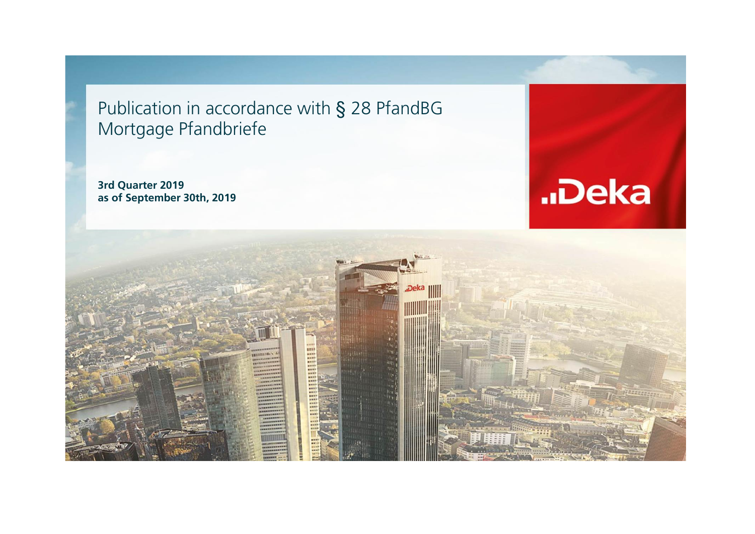# Publication in accordance with § 28 PfandBG Mortgage Pfandbriefe

**3rd Quarter 2019**
**as of September 30th, 2019**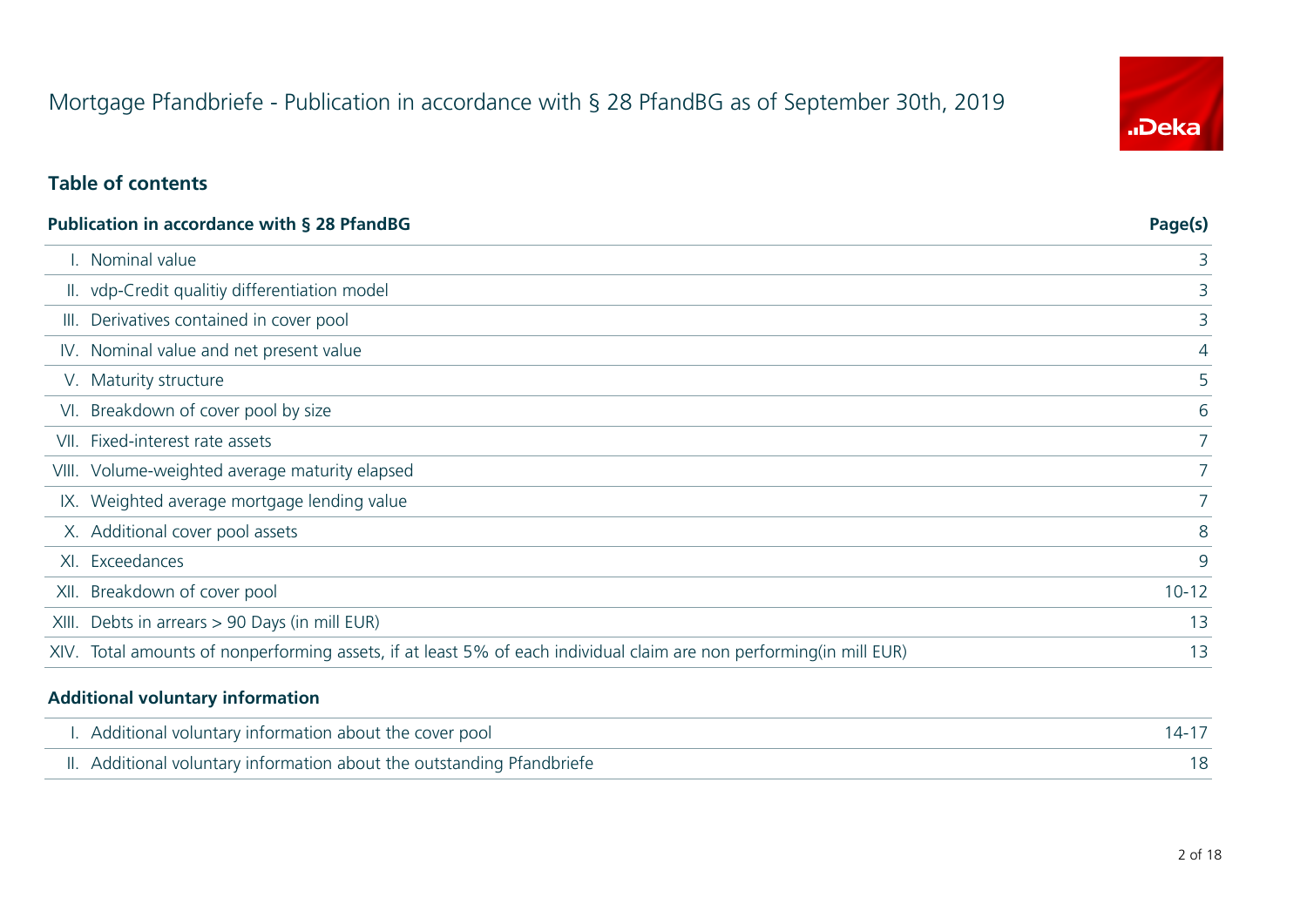# Mortgage Pfandbriefe - Publication in accordance with § 28 PfandBG as of September 30th, 2019

## Table of contents

| Publication in accordance with § 28 PfandBG | Page(s) |
|---|---|
| I. Nominal value | 3 |
| II. vdp-Credit qualitiy differentiation model | 3 |
| III. Derivatives contained in cover pool | 3 |
| IV. Nominal value and net present value | 4 |
| V. Maturity structure | 5 |
| VI. Breakdown of cover pool by size | 6 |
| VII. Fixed-interest rate assets | 7 |
| VIII. Volume-weighted average maturity elapsed | 7 |
| IX. Weighted average mortgage lending value | 7 |
| X. Additional cover pool assets | 8 |
| XI. Exceedances | 9 |
| XII. Breakdown of cover pool | 10-12 |
| XIII. Debts in arrears > 90 Days (in mill EUR) | 13 |
| XIV. Total amounts of nonperforming assets, if at least 5% of each individual claim are non performing(in mill EUR) | 13 |

| Additional voluntary information | |
|---|---|
| I. Additional voluntary information about the cover pool | 14-17 |
| II. Additional voluntary information about the outstanding Pfandbriefe | 18 |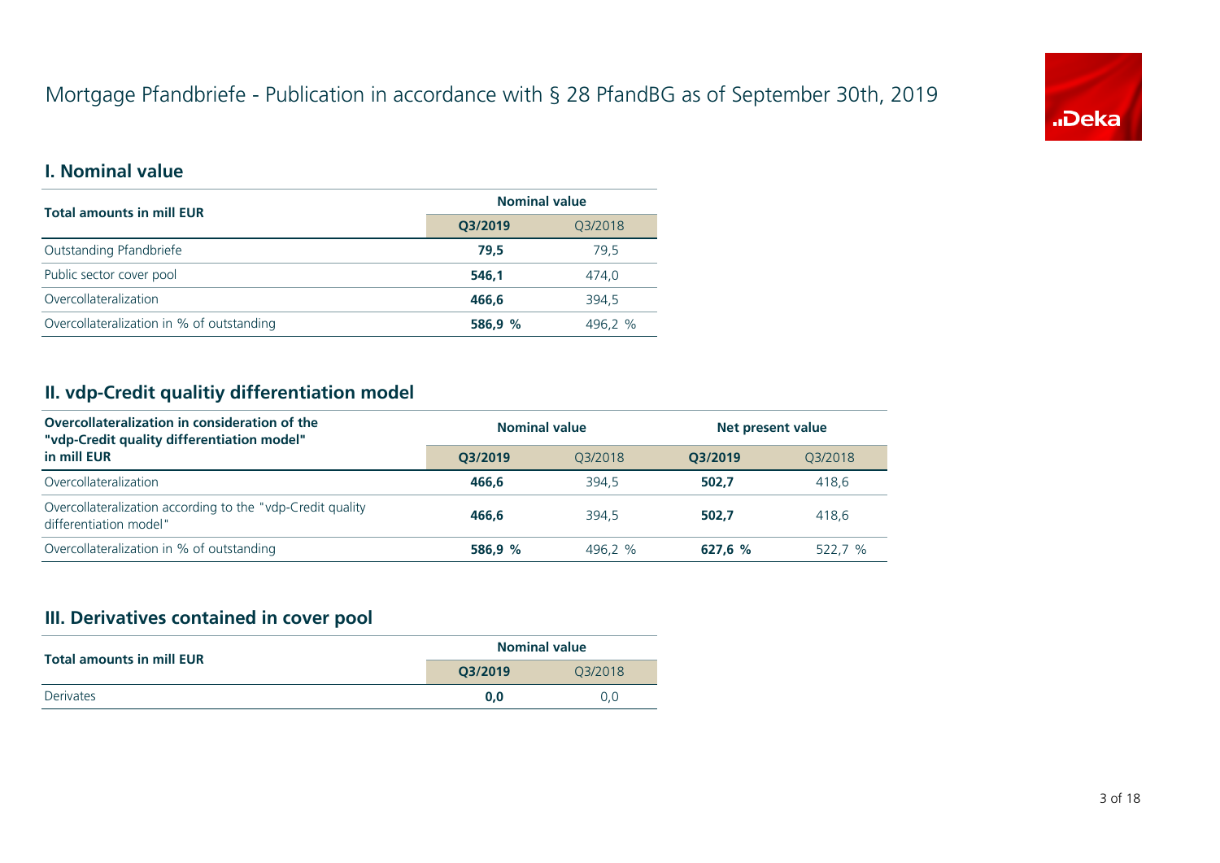# Mortgage Pfandbriefe - Publication in accordance with § 28 PfandBG as of September 30th, 2019

## I. Nominal value

| Total amounts in mill EUR | Nominal value | |
|---|---|---|
| | **Q3/2019** | Q3/2018 |
| Outstanding Pfandbriefe | **79,5** | 79,5 |
| Public sector cover pool | **546,1** | 474,0 |
| Overcollateralization | **466,6** | 394,5 |
| Overcollateralization in % of outstanding | **586,9 %** | 496,2 % |

## II. vdp-Credit qualitiy differentiation model

| Overcollateralization in consideration of the "vdp-Credit quality differentiation model" in mill EUR | Nominal value | | Net present value | |
|---|---|---|---|---|
| | **Q3/2019** | Q3/2018 | **Q3/2019** | Q3/2018 |
| Overcollateralization | **466,6** | 394,5 | **502,7** | 418,6 |
| Overcollateralization according to the "vdp-Credit quality differentiation model" | **466,6** | 394,5 | **502,7** | 418,6 |
| Overcollateralization in % of outstanding | **586,9 %** | 496,2 % | **627,6 %** | 522,7 % |

## III. Derivatives contained in cover pool

| Total amounts in mill EUR | Nominal value | |
|---|---|---|
| | **Q3/2019** | Q3/2018 |
| Derivates | **0,0** | 0,0 |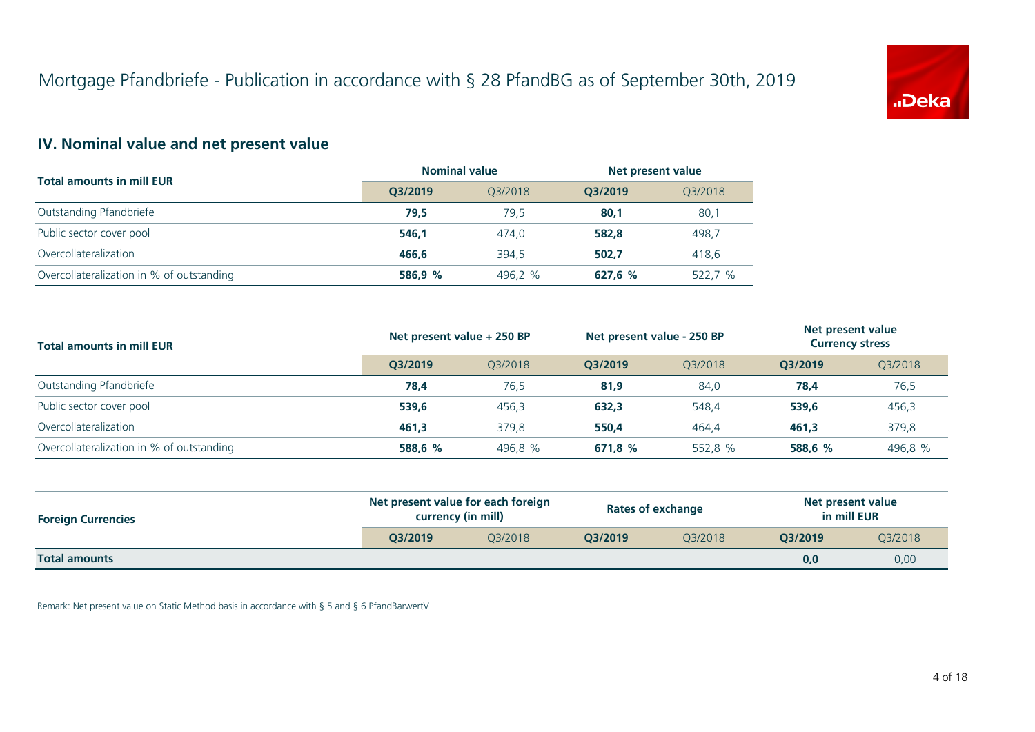# Mortgage Pfandbriefe - Publication in accordance with § 28 PfandBG as of September 30th, 2019

## IV. Nominal value and net present value

| Total amounts in mill EUR | Nominal value | | Net present value | |
|---|---|---|---|---|
| | **Q3/2019** | Q3/2018 | **Q3/2019** | Q3/2018 |
| Outstanding Pfandbriefe | **79,5** | 79,5 | **80,1** | 80,1 |
| Public sector cover pool | **546,1** | 474,0 | **582,8** | 498,7 |
| Overcollateralization | **466,6** | 394,5 | **502,7** | 418,6 |
| Overcollateralization in % of outstanding | **586,9 %** | 496,2 % | **627,6 %** | 522,7 % |

| Total amounts in mill EUR | Net present value + 250 BP | | Net present value - 250 BP | | Net present value Currency stress | |
|---|---|---|---|---|---|---|
| | **Q3/2019** | Q3/2018 | **Q3/2019** | Q3/2018 | **Q3/2019** | Q3/2018 |
| Outstanding Pfandbriefe | **78,4** | 76,5 | **81,9** | 84,0 | **78,4** | 76,5 |
| Public sector cover pool | **539,6** | 456,3 | **632,3** | 548,4 | **539,6** | 456,3 |
| Overcollateralization | **461,3** | 379,8 | **550,4** | 464,4 | **461,3** | 379,8 |
| Overcollateralization in % of outstanding | **588,6 %** | 496,8 % | **671,8 %** | 552,8 % | **588,6 %** | 496,8 % |

| Foreign Currencies | Net present value for each foreign currency (in mill) | | Rates of exchange | | Net present value in mill EUR | |
|---|---|---|---|---|---|---|
| | **Q3/2019** | Q3/2018 | **Q3/2019** | Q3/2018 | **Q3/2019** | Q3/2018 |
| **Total amounts** | | | | | **0,0** | 0,00 |

Remark: Net present value on Static Method basis in accordance with § 5 and § 6 PfandBarwertV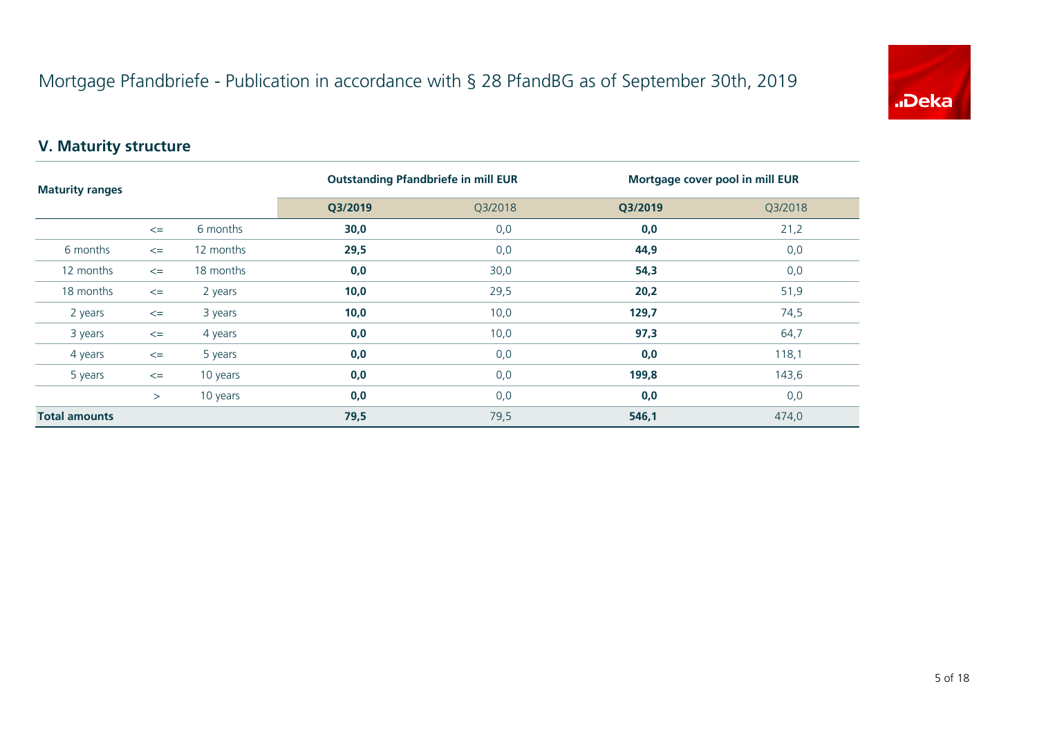# Mortgage Pfandbriefe - Publication in accordance with § 28 PfandBG as of September 30th, 2019

## V. Maturity structure

| Maturity ranges | | | Outstanding Pfandbriefe in mill EUR | | Mortgage cover pool in mill EUR | |
|---|---|---|---|---|---|---|
| | | | **Q3/2019** | Q3/2018 | **Q3/2019** | Q3/2018 |
| | <= | 6 months | **30,0** | 0,0 | **0,0** | 21,2 |
| 6 months | <= | 12 months | **29,5** | 0,0 | **44,9** | 0,0 |
| 12 months | <= | 18 months | **0,0** | 30,0 | **54,3** | 0,0 |
| 18 months | <= | 2 years | **10,0** | 29,5 | **20,2** | 51,9 |
| 2 years | <= | 3 years | **10,0** | 10,0 | **129,7** | 74,5 |
| 3 years | <= | 4 years | **0,0** | 10,0 | **97,3** | 64,7 |
| 4 years | <= | 5 years | **0,0** | 0,0 | **0,0** | 118,1 |
| 5 years | <= | 10 years | **0,0** | 0,0 | **199,8** | 143,6 |
| | > | 10 years | **0,0** | 0,0 | **0,0** | 0,0 |
| **Total amounts** | | | **79,5** | 79,5 | **546,1** | 474,0 |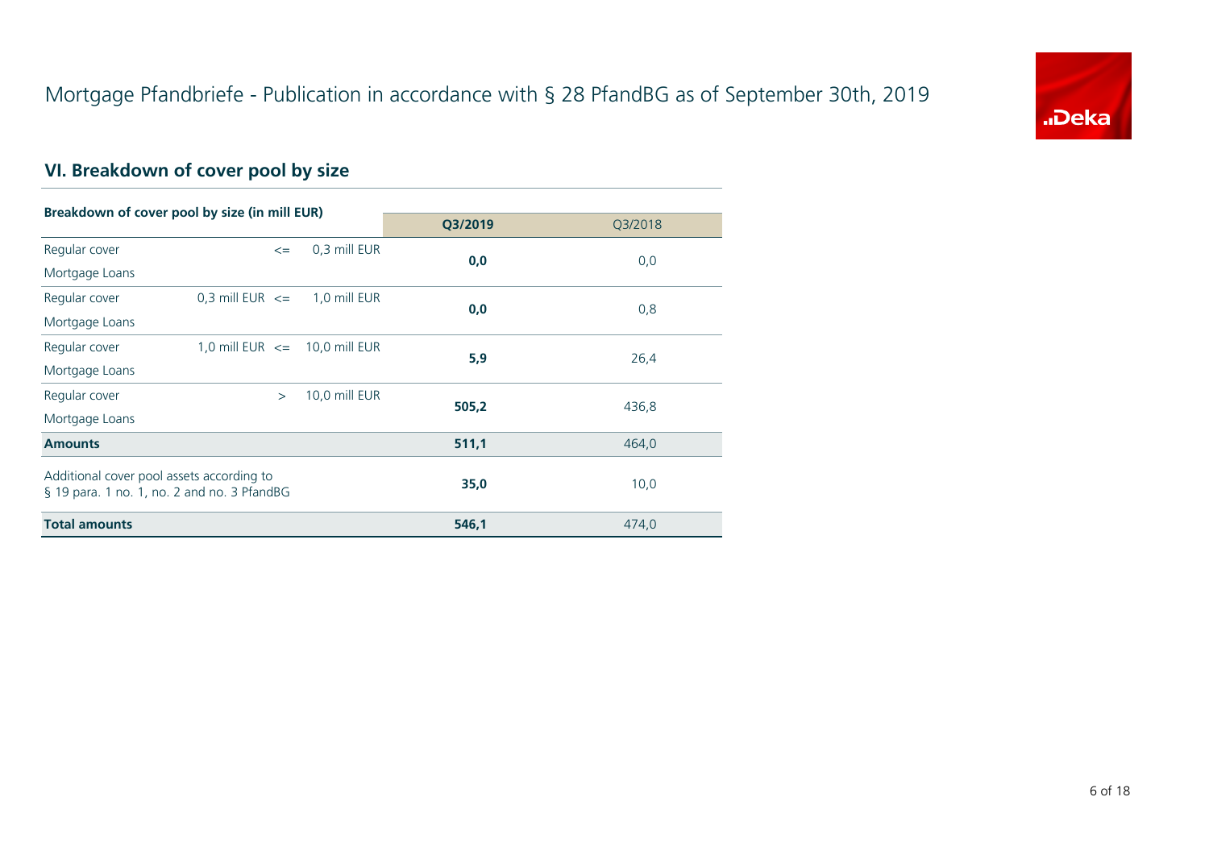# Mortgage Pfandbriefe - Publication in accordance with § 28 PfandBG as of September 30th, 2019

## VI. Breakdown of cover pool by size

| Breakdown of cover pool by size (in mill EUR) | | | Q3/2019 | Q3/2018 |
|---|---|---|---|---|
| Regular cover Mortgage Loans | <= | 0,3 mill EUR | **0,0** | 0,0 |
| Regular cover Mortgage Loans | 0,3 mill EUR <= | 1,0 mill EUR | **0,0** | 0,8 |
| Regular cover Mortgage Loans | 1,0 mill EUR <= | 10,0 mill EUR | **5,9** | 26,4 |
| Regular cover Mortgage Loans | > | 10,0 mill EUR | **505,2** | 436,8 |
| **Amounts** | | | **511,1** | 464,0 |
| Additional cover pool assets according to § 19 para. 1 no. 1, no. 2 and no. 3 PfandBG | | | **35,0** | 10,0 |
| **Total amounts** | | | **546,1** | 474,0 |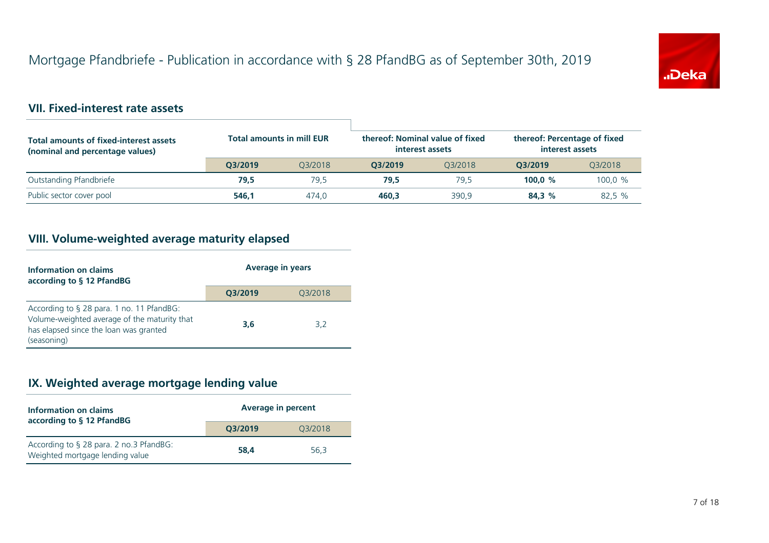# Mortgage Pfandbriefe - Publication in accordance with § 28 PfandBG as of September 30th, 2019

## VII. Fixed-interest rate assets

| Total amounts of fixed-interest assets (nominal and percentage values) | Total amounts in mill EUR | | thereof: Nominal value of fixed interest assets | | thereof: Percentage of fixed interest assets | |
|---|---|---|---|---|---|---|
| | **Q3/2019** | Q3/2018 | **Q3/2019** | Q3/2018 | **Q3/2019** | Q3/2018 |
| Outstanding Pfandbriefe | **79,5** | 79,5 | **79,5** | 79,5 | **100,0 %** | 100,0 % |
| Public sector cover pool | **546,1** | 474,0 | **460,3** | 390,9 | **84,3 %** | 82,5 % |

## VIII. Volume-weighted average maturity elapsed

| Information on claims according to § 12 PfandBG | Average in years | |
|---|---|---|
| | **Q3/2019** | Q3/2018 |
| According to § 28 para. 1 no. 11 PfandBG: Volume-weighted average of the maturity that has elapsed since the loan was granted (seasoning) | **3,6** | 3,2 |

## IX. Weighted average mortgage lending value

| Information on claims according to § 12 PfandBG | Average in percent | |
|---|---|---|
| | **Q3/2019** | Q3/2018 |
| According to § 28 para. 2 no.3 PfandBG: Weighted mortgage lending value | **58,4** | 56,3 |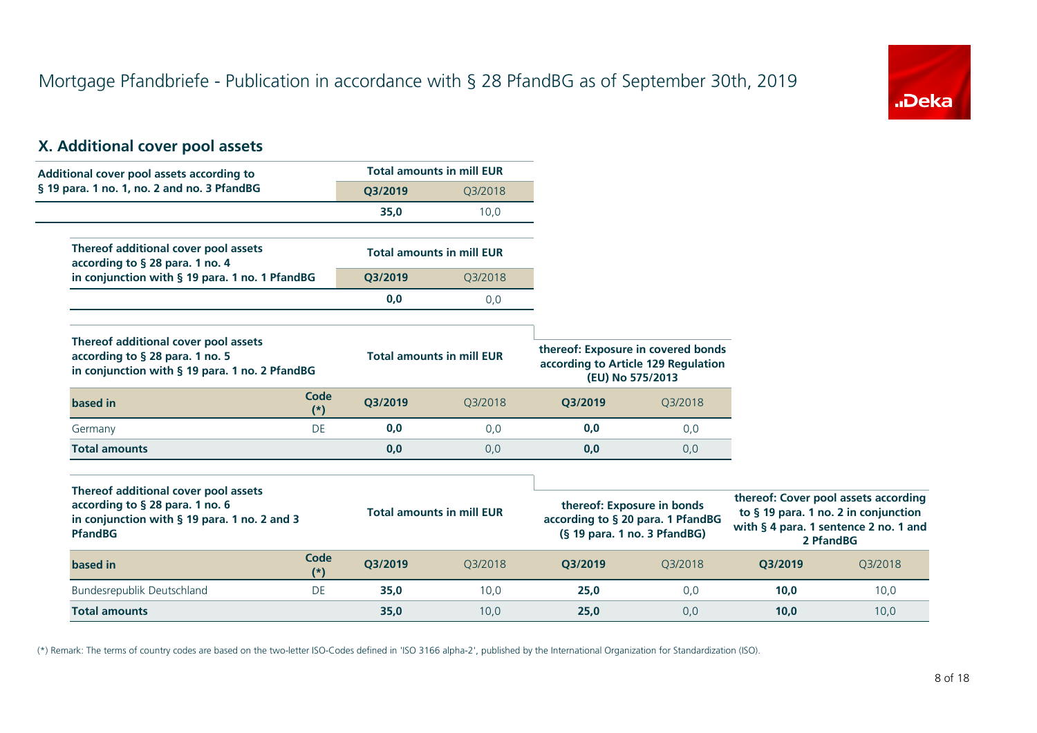# Mortgage Pfandbriefe - Publication in accordance with § 28 PfandBG as of September 30th, 2019

## X. Additional cover pool assets

| Additional cover pool assets according to § 19 para. 1 no. 1, no. 2 and no. 3 PfandBG | Total amounts in mill EUR | |
|---|---|---|
| | **Q3/2019** | Q3/2018 |
| | **35,0** | 10,0 |

| Thereof additional cover pool assets according to § 28 para. 1 no. 4 in conjunction with § 19 para. 1 no. 1 PfandBG | Total amounts in mill EUR | |
|---|---|---|
| | **Q3/2019** | Q3/2018 |
| | **0,0** | 0,0 |

| Thereof additional cover pool assets according to § 28 para. 1 no. 5 in conjunction with § 19 para. 1 no. 2 PfandBG | | Total amounts in mill EUR | | thereof: Exposure in covered bonds according to Article 129 Regulation (EU) No 575/2013 | |
|---|---|---|---|---|---|
| **based in** | **Code (*)** | **Q3/2019** | Q3/2018 | **Q3/2019** | Q3/2018 |
| Germany | DE | **0,0** | 0,0 | **0,0** | 0,0 |
| **Total amounts** | | **0,0** | 0,0 | **0,0** | 0,0 |

| Thereof additional cover pool assets according to § 28 para. 1 no. 6 in conjunction with § 19 para. 1 no. 2 and 3 PfandBG | | Total amounts in mill EUR | | thereof: Exposure in bonds according to § 20 para. 1 PfandBG (§ 19 para. 1 no. 3 PfandBG) | | thereof: Cover pool assets according to § 19 para. 1 no. 2 in conjunction with § 4 para. 1 sentence 2 no. 1 and 2 PfandBG | |
|---|---|---|---|---|---|---|---|
| **based in** | **Code (*)** | **Q3/2019** | Q3/2018 | **Q3/2019** | Q3/2018 | **Q3/2019** | Q3/2018 |
| Bundesrepublik Deutschland | DE | **35,0** | 10,0 | **25,0** | 0,0 | **10,0** | 10,0 |
| **Total amounts** | | **35,0** | 10,0 | **25,0** | 0,0 | **10,0** | 10,0 |

(*) Remark: The terms of country codes are based on the two-letter ISO-Codes defined in 'ISO 3166 alpha-2', published by the International Organization for Standardization (ISO).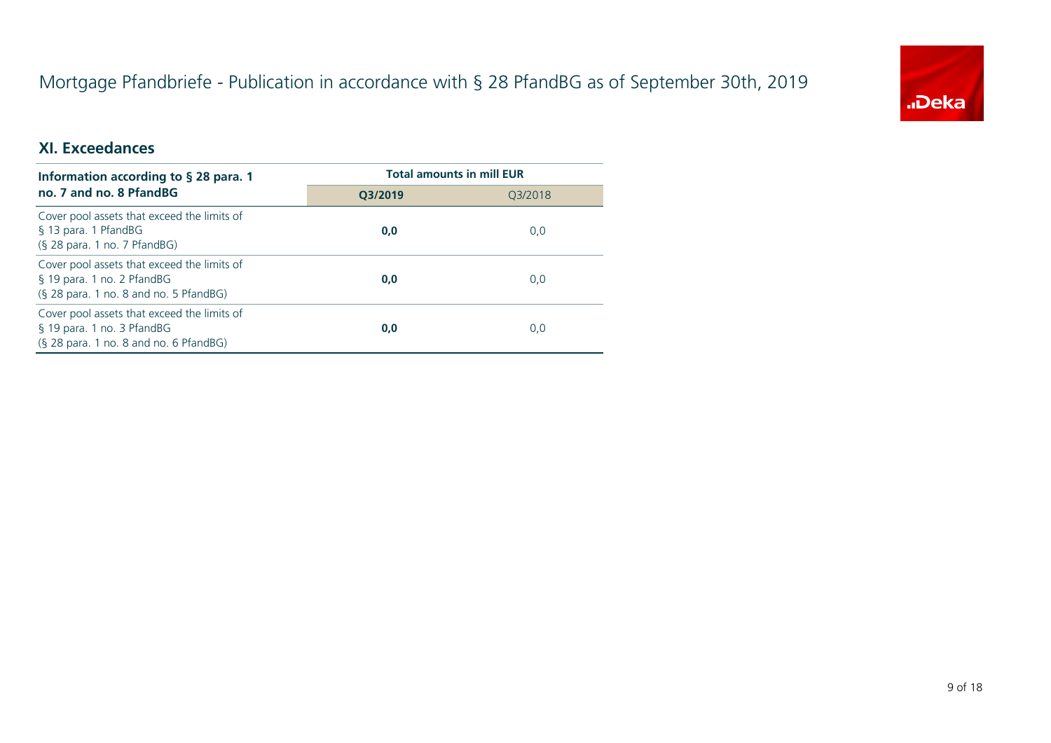# Mortgage Pfandbriefe - Publication in accordance with § 28 PfandBG as of September 30th, 2019

## XI. Exceedances

| Information according to § 28 para. 1 no. 7 and no. 8 PfandBG | Total amounts in mill EUR | |
|---|---|---|
| | **Q3/2019** | Q3/2018 |
| Cover pool assets that exceed the limits of § 13 para. 1 PfandBG (§ 28 para. 1 no. 7 PfandBG) | **0,0** | 0,0 |
| Cover pool assets that exceed the limits of § 19 para. 1 no. 2 PfandBG (§ 28 para. 1 no. 8 and no. 5 PfandBG) | **0,0** | 0,0 |
| Cover pool assets that exceed the limits of § 19 para. 1 no. 3 PfandBG (§ 28 para. 1 no. 8 and no. 6 PfandBG) | **0,0** | 0,0 |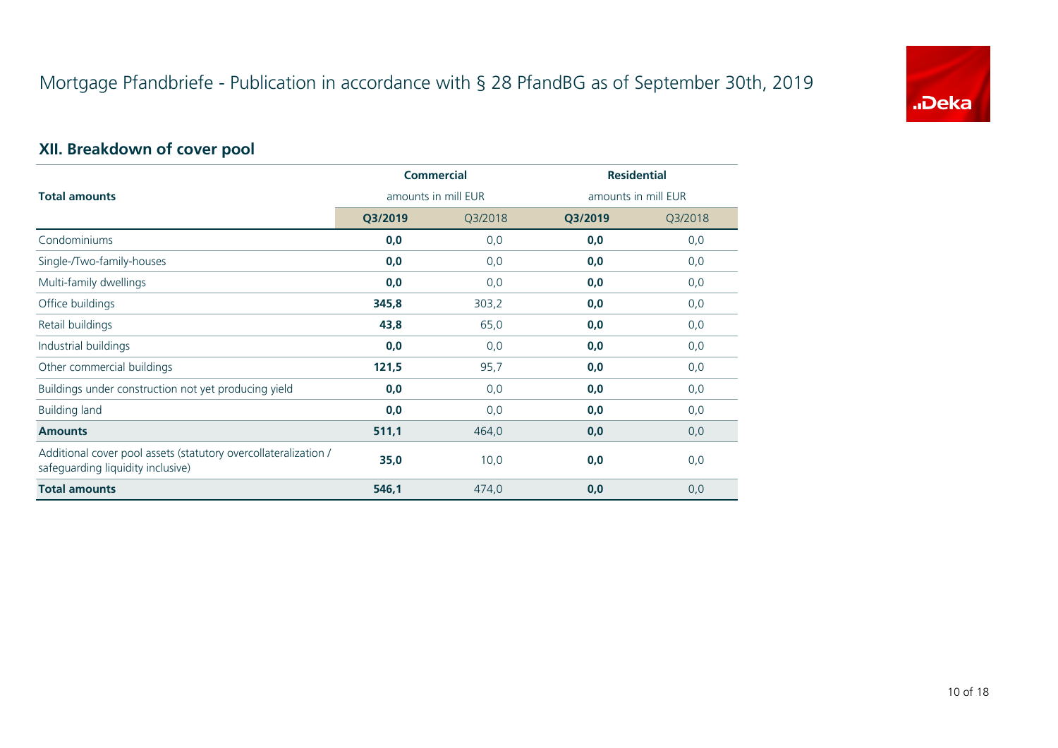# Mortgage Pfandbriefe - Publication in accordance with § 28 PfandBG as of September 30th, 2019

## XII. Breakdown of cover pool

| Total amounts | Commercial amounts in mill EUR | | Residential amounts in mill EUR | |
|---|---|---|---|---|
| | **Q3/2019** | Q3/2018 | **Q3/2019** | Q3/2018 |
| Condominiums | **0,0** | 0,0 | **0,0** | 0,0 |
| Single-/Two-family-houses | **0,0** | 0,0 | **0,0** | 0,0 |
| Multi-family dwellings | **0,0** | 0,0 | **0,0** | 0,0 |
| Office buildings | **345,8** | 303,2 | **0,0** | 0,0 |
| Retail buildings | **43,8** | 65,0 | **0,0** | 0,0 |
| Industrial buildings | **0,0** | 0,0 | **0,0** | 0,0 |
| Other commercial buildings | **121,5** | 95,7 | **0,0** | 0,0 |
| Buildings under construction not yet producing yield | **0,0** | 0,0 | **0,0** | 0,0 |
| Building land | **0,0** | 0,0 | **0,0** | 0,0 |
| **Amounts** | **511,1** | 464,0 | **0,0** | 0,0 |
| Additional cover pool assets (statutory overcollateralization / safeguarding liquidity inclusive) | **35,0** | 10,0 | **0,0** | 0,0 |
| **Total amounts** | **546,1** | 474,0 | **0,0** | 0,0 |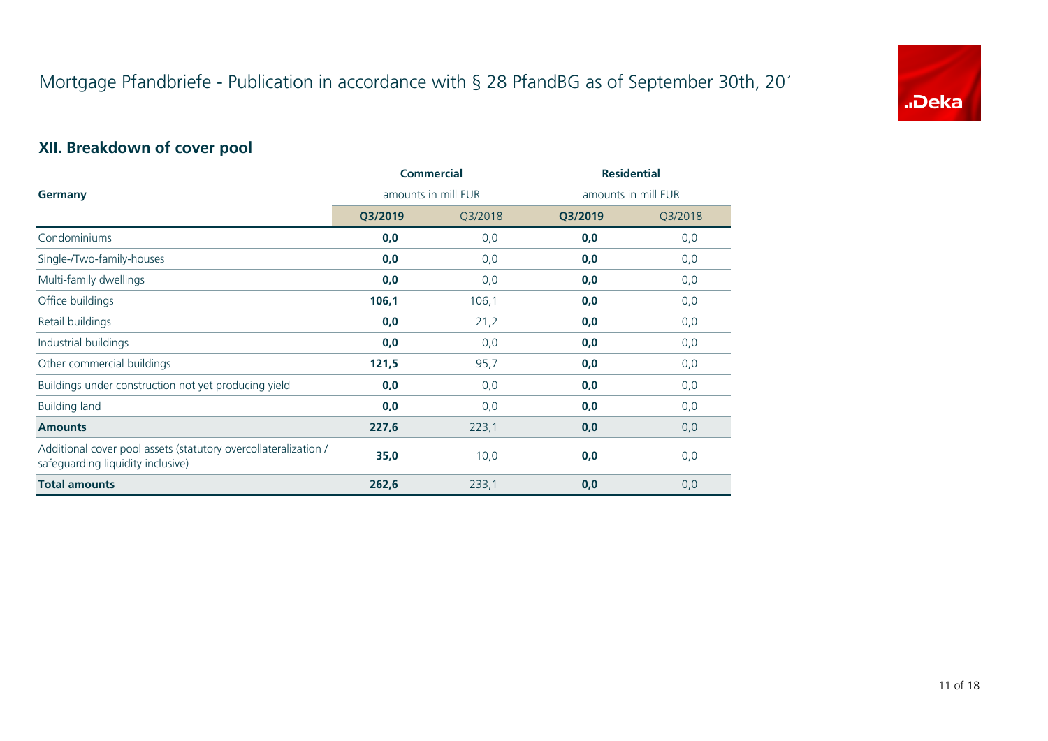# Mortgage Pfandbriefe - Publication in accordance with § 28 PfandBG as of September 30th, 20´

## XII. Breakdown of cover pool

| Germany | Commercial amounts in mill EUR | | Residential amounts in mill EUR | |
|---|---|---|---|---|
| | **Q3/2019** | Q3/2018 | **Q3/2019** | Q3/2018 |
| Condominiums | **0,0** | 0,0 | **0,0** | 0,0 |
| Single-/Two-family-houses | **0,0** | 0,0 | **0,0** | 0,0 |
| Multi-family dwellings | **0,0** | 0,0 | **0,0** | 0,0 |
| Office buildings | **106,1** | 106,1 | **0,0** | 0,0 |
| Retail buildings | **0,0** | 21,2 | **0,0** | 0,0 |
| Industrial buildings | **0,0** | 0,0 | **0,0** | 0,0 |
| Other commercial buildings | **121,5** | 95,7 | **0,0** | 0,0 |
| Buildings under construction not yet producing yield | **0,0** | 0,0 | **0,0** | 0,0 |
| Building land | **0,0** | 0,0 | **0,0** | 0,0 |
| **Amounts** | **227,6** | 223,1 | **0,0** | 0,0 |
| Additional cover pool assets (statutory overcollateralization / safeguarding liquidity inclusive) | **35,0** | 10,0 | **0,0** | 0,0 |
| **Total amounts** | **262,6** | 233,1 | **0,0** | 0,0 |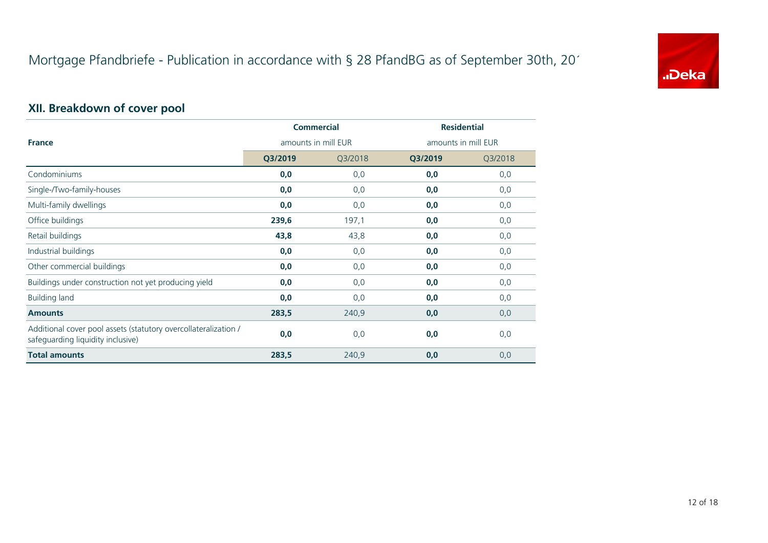# Mortgage Pfandbriefe - Publication in accordance with § 28 PfandBG as of September 30th, 20´

## XII. Breakdown of cover pool

| France | Commercial | | Residential | |
|---|---|---|---|---|
| | amounts in mill EUR | | amounts in mill EUR | |
| | **Q3/2019** | Q3/2018 | **Q3/2019** | Q3/2018 |
| Condominiums | **0,0** | 0,0 | **0,0** | 0,0 |
| Single-/Two-family-houses | **0,0** | 0,0 | **0,0** | 0,0 |
| Multi-family dwellings | **0,0** | 0,0 | **0,0** | 0,0 |
| Office buildings | **239,6** | 197,1 | **0,0** | 0,0 |
| Retail buildings | **43,8** | 43,8 | **0,0** | 0,0 |
| Industrial buildings | **0,0** | 0,0 | **0,0** | 0,0 |
| Other commercial buildings | **0,0** | 0,0 | **0,0** | 0,0 |
| Buildings under construction not yet producing yield | **0,0** | 0,0 | **0,0** | 0,0 |
| Building land | **0,0** | 0,0 | **0,0** | 0,0 |
| **Amounts** | **283,5** | 240,9 | **0,0** | 0,0 |
| Additional cover pool assets (statutory overcollateralization / safeguarding liquidity inclusive) | **0,0** | 0,0 | **0,0** | 0,0 |
| **Total amounts** | **283,5** | 240,9 | **0,0** | 0,0 |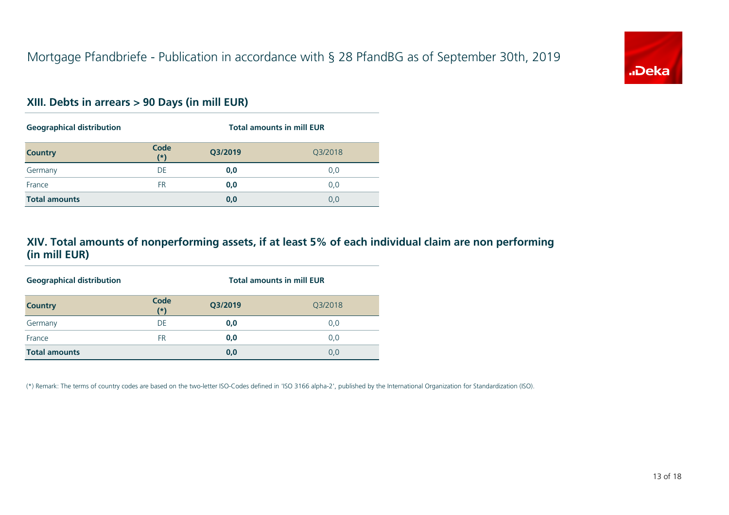# Mortgage Pfandbriefe - Publication in accordance with § 28 PfandBG as of September 30th, 2019

## XIII. Debts in arrears > 90 Days (in mill EUR)

| Geographical distribution | | Total amounts in mill EUR | |
|---|---|---|---|
| **Country** | **Code (*)** | **Q3/2019** | Q3/2018 |
| Germany | DE | **0,0** | 0,0 |
| France | FR | **0,0** | 0,0 |
| **Total amounts** | | **0,0** | 0,0 |

## XIV. Total amounts of nonperforming assets, if at least 5% of each individual claim are non performing (in mill EUR)

| Geographical distribution | | Total amounts in mill EUR | |
|---|---|---|---|
| **Country** | **Code (*)** | **Q3/2019** | Q3/2018 |
| Germany | DE | **0,0** | 0,0 |
| France | FR | **0,0** | 0,0 |
| **Total amounts** | | **0,0** | 0,0 |

(*) Remark: The terms of country codes are based on the two-letter ISO-Codes defined in 'ISO 3166 alpha-2', published by the International Organization for Standardization (ISO).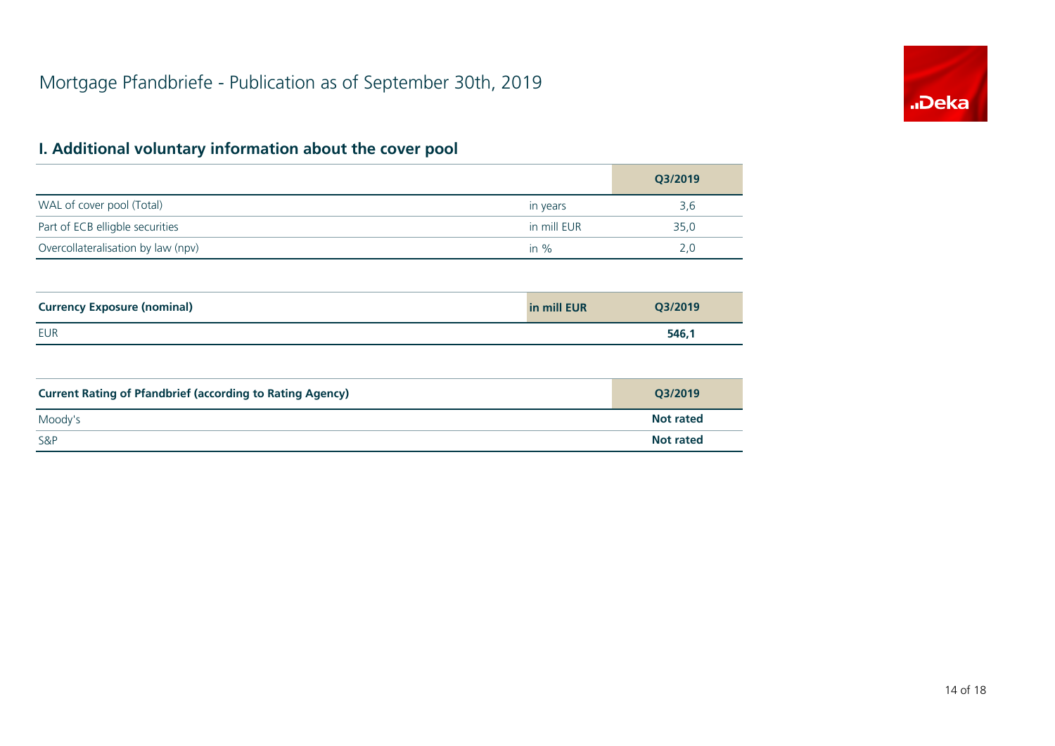# Mortgage Pfandbriefe - Publication as of September 30th, 2019

## I. Additional voluntary information about the cover pool

| | | Q3/2019 |
|---|---|---|
| WAL of cover pool (Total) | in years | 3,6 |
| Part of ECB elligble securities | in mill EUR | 35,0 |
| Overcollateralisation by law (npv) | in % | 2,0 |

| Currency Exposure (nominal) | in mill EUR | Q3/2019 |
|---|---|---|
| EUR | | **546,1** |

| Current Rating of Pfandbrief (according to Rating Agency) | Q3/2019 |
|---|---|
| Moody's | **Not rated** |
| S&P | **Not rated** |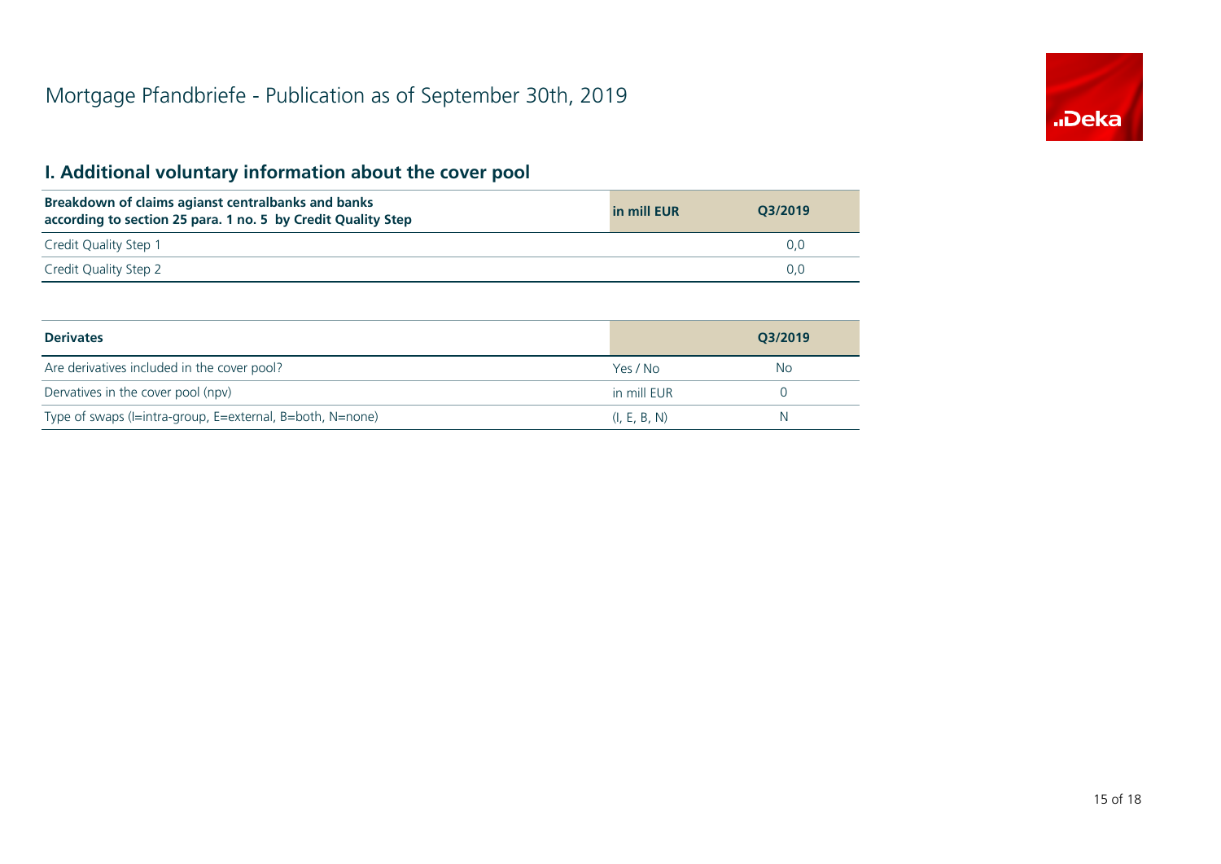# Mortgage Pfandbriefe - Publication as of September 30th, 2019

## I. Additional voluntary information about the cover pool

| Breakdown of claims agianst centralbanks and banks according to section 25 para. 1 no. 5 by Credit Quality Step | in mill EUR | Q3/2019 |
|---|---|---|
| Credit Quality Step 1 | | 0,0 |
| Credit Quality Step 2 | | 0,0 |

| Derivates | | Q3/2019 |
|---|---|---|
| Are derivatives included in the cover pool? | Yes / No | No |
| Dervatives in the cover pool (npv) | in mill EUR | 0 |
| Type of swaps (I=intra-group, E=external, B=both, N=none) | (I, E, B, N) | N |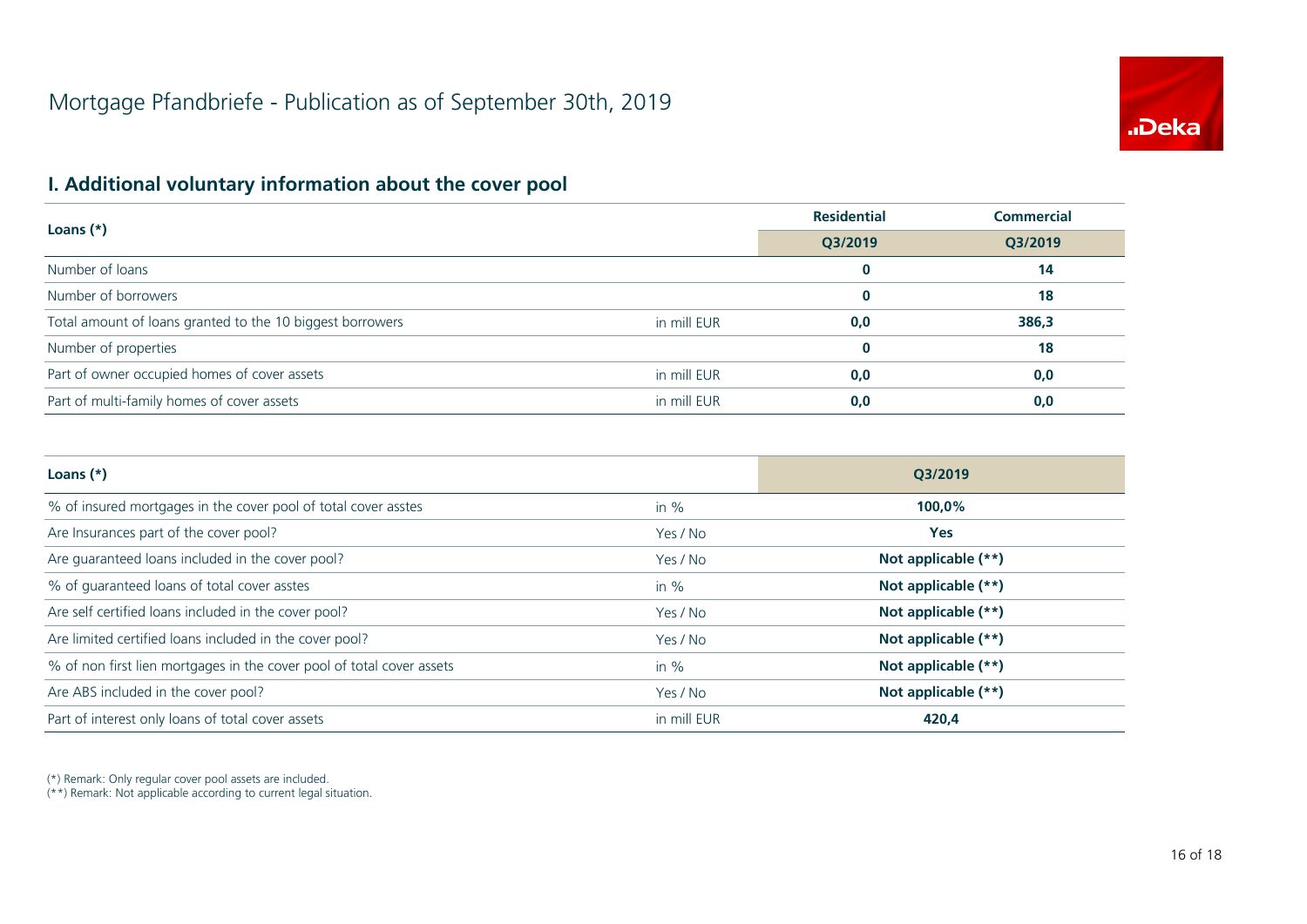# Mortgage Pfandbriefe - Publication as of September 30th, 2019

## I. Additional voluntary information about the cover pool

| Loans (*) | | Residential | Commercial |
|---|---|---|---|
| | | Q3/2019 | Q3/2019 |
| Number of loans | | **0** | **14** |
| Number of borrowers | | **0** | **18** |
| Total amount of loans granted to the 10 biggest borrowers | in mill EUR | **0,0** | **386,3** |
| Number of properties | | **0** | **18** |
| Part of owner occupied homes of cover assets | in mill EUR | **0,0** | **0,0** |
| Part of multi-family homes of cover assets | in mill EUR | **0,0** | **0,0** |

| Loans (*) | | Q3/2019 |
|---|---|---|
| % of insured mortgages in the cover pool of total cover asstes | in % | **100,0%** |
| Are Insurances part of the cover pool? | Yes / No | **Yes** |
| Are guaranteed loans included in the cover pool? | Yes / No | **Not applicable (**)** |
| % of guaranteed loans of total cover asstes | in % | **Not applicable (**)** |
| Are self certified loans included in the cover pool? | Yes / No | **Not applicable (**)** |
| Are limited certified loans included in the cover pool? | Yes / No | **Not applicable (**)** |
| % of non first lien mortgages in the cover pool of total cover assets | in % | **Not applicable (**)** |
| Are ABS included in the cover pool? | Yes / No | **Not applicable (**)** |
| Part of interest only loans of total cover assets | in mill EUR | **420,4** |

(*) Remark: Only regular cover pool assets are included.
(**) Remark: Not applicable according to current legal situation.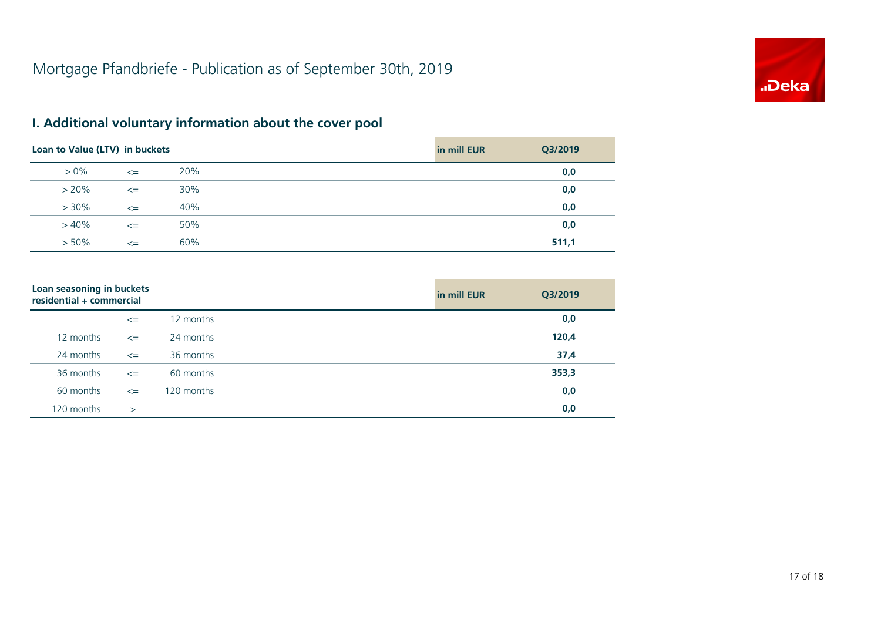# Mortgage Pfandbriefe - Publication as of September 30th, 2019

## I. Additional voluntary information about the cover pool

| Loan to Value (LTV) in buckets | | | in mill EUR | Q3/2019 |
|---|---|---|---|---|
| > 0% | <= | 20% | | **0,0** |
| > 20% | <= | 30% | | **0,0** |
| > 30% | <= | 40% | | **0,0** |
| > 40% | <= | 50% | | **0,0** |
| > 50% | <= | 60% | | **511,1** |

| Loan seasoning in buckets residential + commercial | | | in mill EUR | Q3/2019 |
|---|---|---|---|---|
| | <= | 12 months | | **0,0** |
| 12 months | <= | 24 months | | **120,4** |
| 24 months | <= | 36 months | | **37,4** |
| 36 months | <= | 60 months | | **353,3** |
| 60 months | <= | 120 months | | **0,0** |
| 120 months | > | | | **0,0** |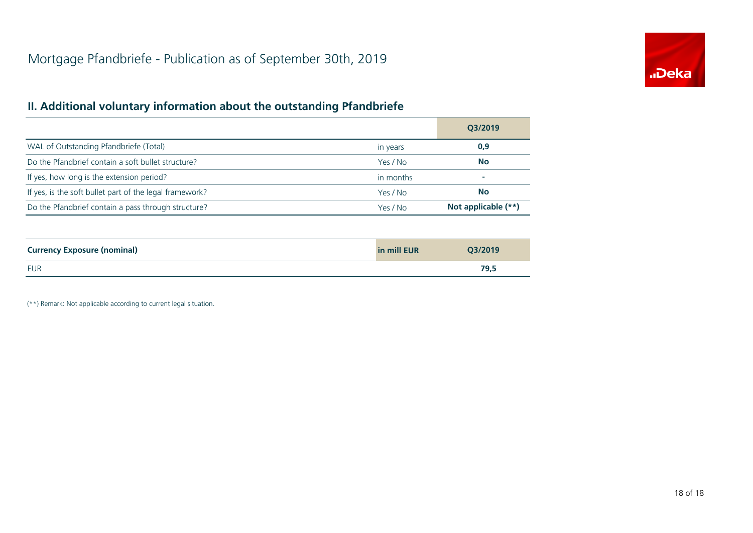# Mortgage Pfandbriefe - Publication as of September 30th, 2019

## II. Additional voluntary information about the outstanding Pfandbriefe

| | | Q3/2019 |
|---|---|---|
| WAL of Outstanding Pfandbriefe (Total) | in years | **0,9** |
| Do the Pfandbrief contain a soft bullet structure? | Yes / No | **No** |
| If yes, how long is the extension period? | in months | **-** |
| If yes, is the soft bullet part of the legal framework? | Yes / No | **No** |
| Do the Pfandbrief contain a pass through structure? | Yes / No | **Not applicable (**)** |

| Currency Exposure (nominal) | in mill EUR | Q3/2019 |
|---|---|---|
| EUR | | **79,5** |

(**) Remark: Not applicable according to current legal situation.